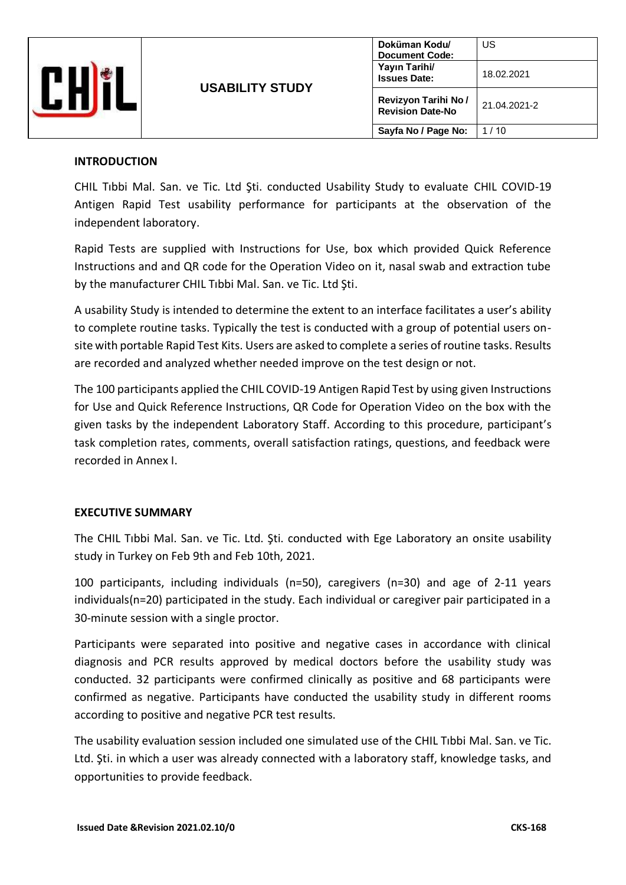## INTRODUCTION

CHIL Tıbbi Mal. San. ve Tic. Ltd Şti. conducted Usability Study to evaluate CHIL COVID-19 Antigen Rapid Test usability performance for participants at the observation of the independent laboratory.

Rapid Tests are supplied with Instructions for Use, box which provided Quick Reference Instructions and and QR code for the Operation Video on it, nasal swab and extraction tube by the manufacturer CHIL Tıbbi Mal. San. ve Tic. Ltd Şti.

A usability Study is intended to determine the extent to an interface facilitates a user's ability to complete routine tasks. Typically the test is conducted with a group of potential users on-site with portable Rapid Test Kits. Users are asked to complete a series of routine tasks. Results are recorded and analyzed whether needed improve on the test design or not.

The 100 participants applied the CHIL COVID-19 Antigen Rapid Test by using given Instructions for Use and Quick Reference Instructions, QR Code for Operation Video on the box with the given tasks by the independent Laboratory Staff. According to this procedure, participant's task completion rates, comments, overall satisfaction ratings, questions, and feedback were recorded in Annex I.

## EXECUTIVE SUMMARY

The CHIL Tıbbi Mal. San. ve Tic. Ltd. Şti. conducted with Ege Laboratory an onsite usability study in Turkey on Feb 9th and Feb 10th, 2021.

100 participants, including individuals (n=50), caregivers (n=30) and age of 2-11 years individuals(n=20) participated in the study. Each individual or caregiver pair participated in a 30-minute session with a single proctor.

Participants were separated into positive and negative cases in accordance with clinical diagnosis and PCR results approved by medical doctors before the usability study was conducted. 32 participants were confirmed clinically as positive and 68 participants were confirmed as negative. Participants have conducted the usability study in different rooms according to positive and negative PCR test results.

The usability evaluation session included one simulated use of the CHIL Tıbbi Mal. San. ve Tic. Ltd. Şti. in which a user was already connected with a laboratory staff, knowledge tasks, and opportunities to provide feedback.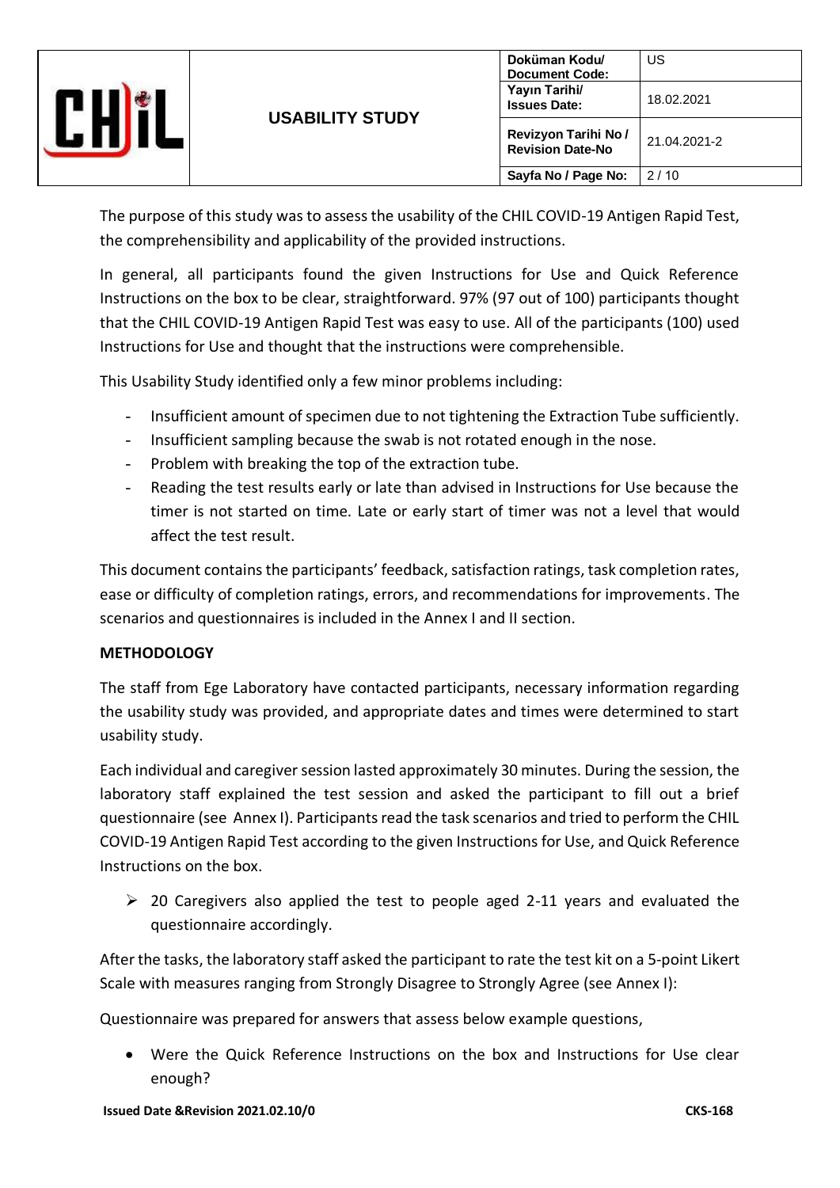The purpose of this study was to assess the usability of the CHIL COVID-19 Antigen Rapid Test, the comprehensibility and applicability of the provided instructions.

In general, all participants found the given Instructions for Use and Quick Reference Instructions on the box to be clear, straightforward. 97% (97 out of 100) participants thought that the CHIL COVID-19 Antigen Rapid Test was easy to use. All of the participants (100) used Instructions for Use and thought that the instructions were comprehensible.

This Usability Study identified only a few minor problems including:

- Insufficient amount of specimen due to not tightening the Extraction Tube sufficiently.
- Insufficient sampling because the swab is not rotated enough in the nose.
- Problem with breaking the top of the extraction tube.
- Reading the test results early or late than advised in Instructions for Use because the timer is not started on time. Late or early start of timer was not a level that would affect the test result.

This document contains the participants' feedback, satisfaction ratings, task completion rates, ease or difficulty of completion ratings, errors, and recommendations for improvements. The scenarios and questionnaires is included in the Annex I and II section.

**METHODOLOGY**

The staff from Ege Laboratory have contacted participants, necessary information regarding the usability study was provided, and appropriate dates and times were determined to start usability study.

Each individual and caregiver session lasted approximately 30 minutes. During the session, the laboratory staff explained the test session and asked the participant to fill out a brief questionnaire (see Annex I). Participants read the task scenarios and tried to perform the CHIL COVID-19 Antigen Rapid Test according to the given Instructions for Use, and Quick Reference Instructions on the box.

- 20 Caregivers also applied the test to people aged 2-11 years and evaluated the questionnaire accordingly.

After the tasks, the laboratory staff asked the participant to rate the test kit on a 5-point Likert Scale with measures ranging from Strongly Disagree to Strongly Agree (see Annex I):

Questionnaire was prepared for answers that assess below example questions,

- Were the Quick Reference Instructions on the box and Instructions for Use clear enough?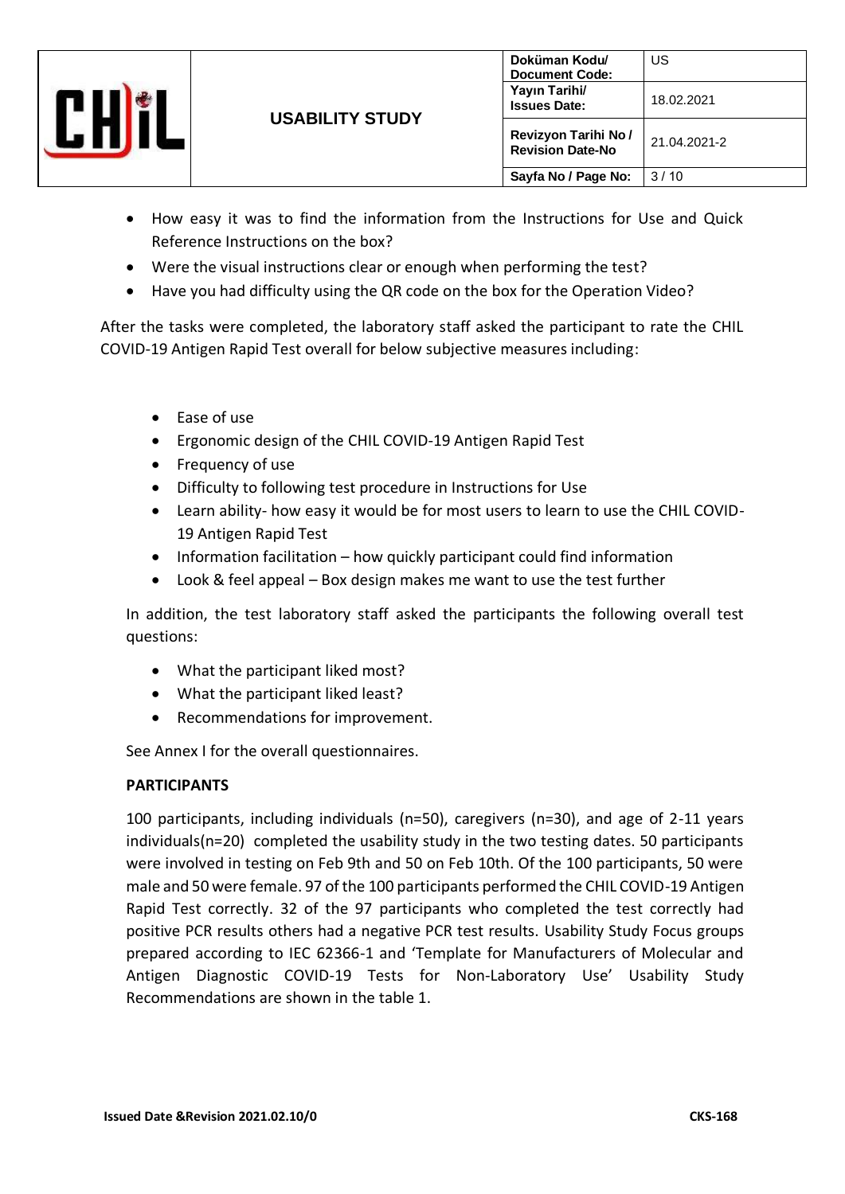- How easy it was to find the information from the Instructions for Use and Quick Reference Instructions on the box?
- Were the visual instructions clear or enough when performing the test?
- Have you had difficulty using the QR code on the box for the Operation Video?

After the tasks were completed, the laboratory staff asked the participant to rate the CHIL COVID-19 Antigen Rapid Test overall for below subjective measures including:

- Ease of use
- Ergonomic design of the CHIL COVID-19 Antigen Rapid Test
- Frequency of use
- Difficulty to following test procedure in Instructions for Use
- Learn ability- how easy it would be for most users to learn to use the CHIL COVID-19 Antigen Rapid Test
- Information facilitation – how quickly participant could find information
- Look & feel appeal – Box design makes me want to use the test further

In addition, the test laboratory staff asked the participants the following overall test questions:

- What the participant liked most?
- What the participant liked least?
- Recommendations for improvement.

See Annex I for the overall questionnaires.

**PARTICIPANTS**

100 participants, including individuals (n=50), caregivers (n=30), and age of 2-11 years individuals(n=20) completed the usability study in the two testing dates. 50 participants were involved in testing on Feb 9th and 50 on Feb 10th. Of the 100 participants, 50 were male and 50 were female. 97 of the 100 participants performed the CHIL COVID-19 Antigen Rapid Test correctly. 32 of the 97 participants who completed the test correctly had positive PCR results others had a negative PCR test results. Usability Study Focus groups prepared according to IEC 62366-1 and 'Template for Manufacturers of Molecular and Antigen Diagnostic COVID-19 Tests for Non-Laboratory Use' Usability Study Recommendations are shown in the table 1.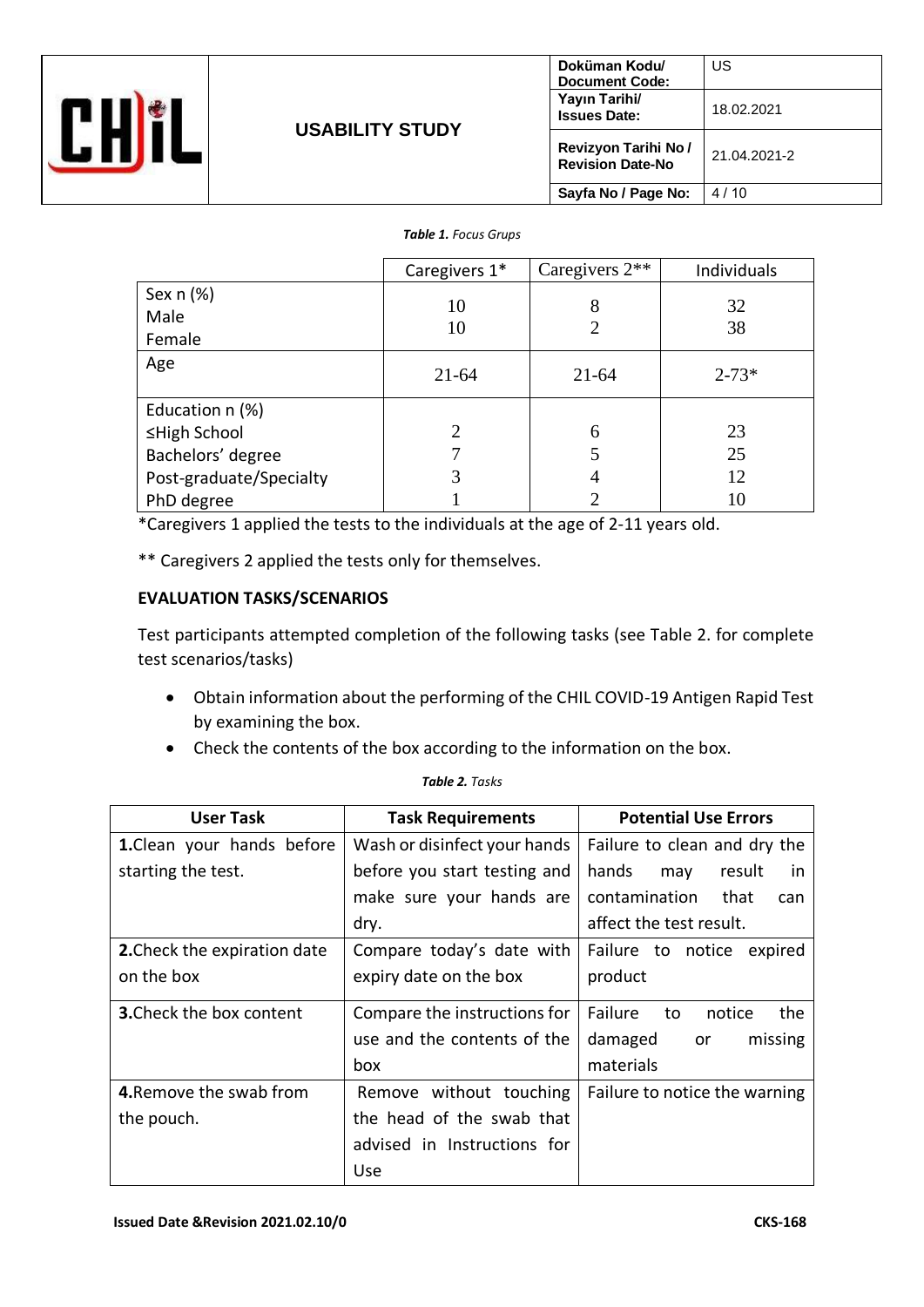***Table 1.** Focus Grups*

| | Caregivers 1* | Caregivers 2** | Individuals |
|---|---|---|---|
| Sex n (%)<br>Male<br>Female | 10<br>10 | 8<br>2 | 32<br>38 |
| Age | 21-64 | 21-64 | 2-73* |
| Education n (%)<br>≤High School<br>Bachelors' degree<br>Post-graduate/Specialty<br>PhD degree | 2<br>7<br>3<br>1 | 6<br>5<br>4<br>2 | 23<br>25<br>12<br>10 |

*Caregivers 1 applied the tests to the individuals at the age of 2-11 years old.

** Caregivers 2 applied the tests only for themselves.

**EVALUATION TASKS/SCENARIOS**

Test participants attempted completion of the following tasks (see Table 2. for complete test scenarios/tasks)

- Obtain information about the performing of the CHIL COVID-19 Antigen Rapid Test by examining the box.
- Check the contents of the box according to the information on the box.

***Table 2.** Tasks*

| User Task | Task Requirements | Potential Use Errors |
|---|---|---|
| **1.**Clean your hands before starting the test. | Wash or disinfect your hands before you start testing and make sure your hands are dry. | Failure to clean and dry the hands may result in contamination that can affect the test result. |
| **2.**Check the expiration date on the box | Compare today's date with expiry date on the box | Failure to notice expired product |
| **3.**Check the box content | Compare the instructions for use and the contents of the box | Failure to notice the damaged or missing materials |
| **4.**Remove the swab from the pouch. | Remove without touching the head of the swab that advised in Instructions for Use | Failure to notice the warning |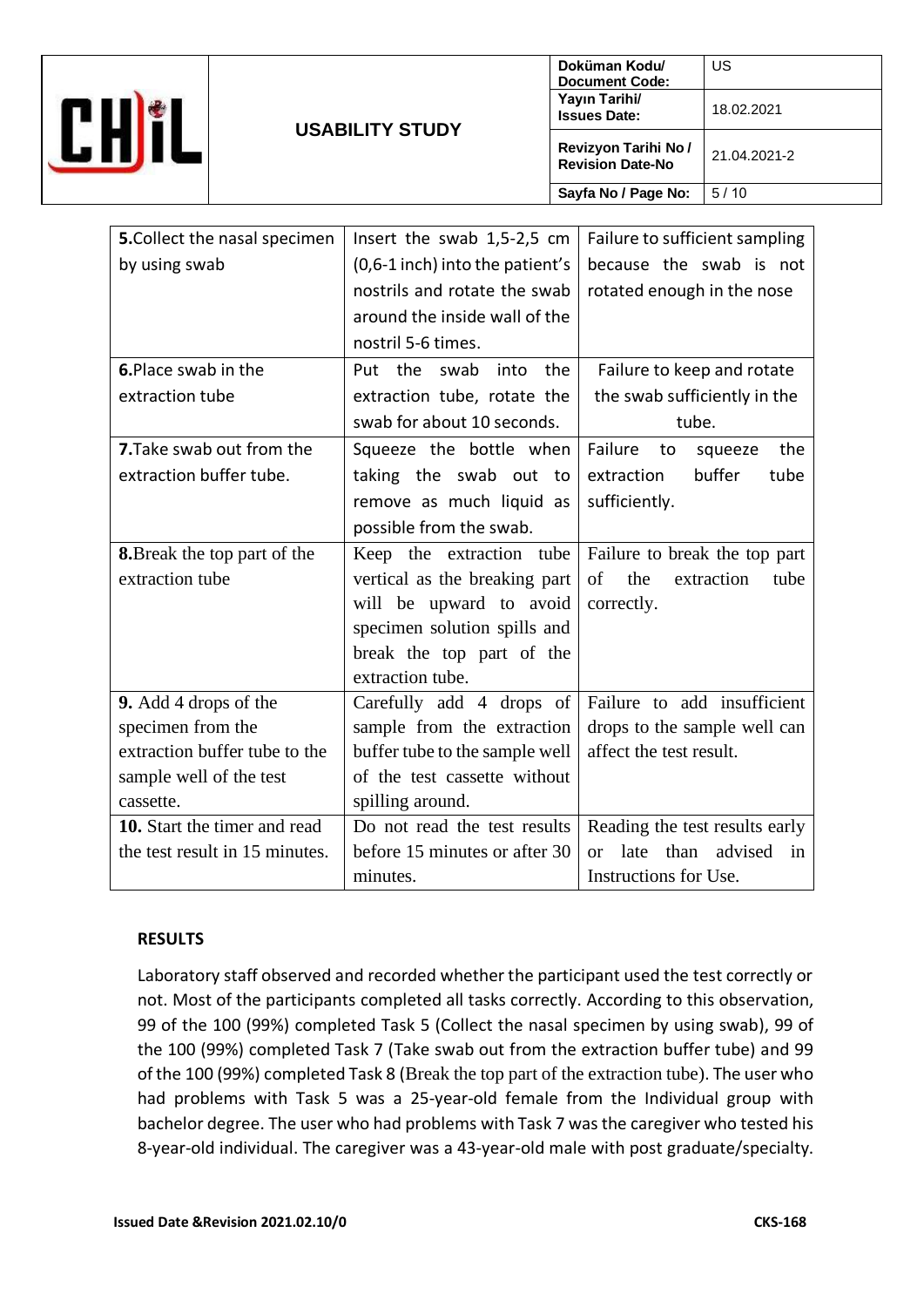| **5.**Collect the nasal specimen by using swab | Insert the swab 1,5-2,5 cm (0,6-1 inch) into the patient's nostrils and rotate the swab around the inside wall of the nostril 5-6 times. | Failure to sufficient sampling because the swab is not rotated enough in the nose |
|---|---|---|
| **6.**Place swab in the extraction tube | Put the swab into the extraction tube, rotate the swab for about 10 seconds. | Failure to keep and rotate the swab sufficiently in the tube. |
| **7.**Take swab out from the extraction buffer tube. | Squeeze the bottle when taking the swab out to remove as much liquid as possible from the swab. | Failure to squeeze the extraction buffer tube sufficiently. |
| **8.**Break the top part of the extraction tube | Keep the extraction tube vertical as the breaking part will be upward to avoid specimen solution spills and break the top part of the extraction tube. | Failure to break the top part of the extraction tube correctly. |
| **9.** Add 4 drops of the specimen from the extraction buffer tube to the sample well of the test cassette. | Carefully add 4 drops of sample from the extraction buffer tube to the sample well of the test cassette without spilling around. | Failure to add insufficient drops to the sample well can affect the test result. |
| **10.** Start the timer and read the test result in 15 minutes. | Do not read the test results before 15 minutes or after 30 minutes. | Reading the test results early or late than advised in Instructions for Use. |

**RESULTS**

Laboratory staff observed and recorded whether the participant used the test correctly or not. Most of the participants completed all tasks correctly. According to this observation, 99 of the 100 (99%) completed Task 5 (Collect the nasal specimen by using swab), 99 of the 100 (99%) completed Task 7 (Take swab out from the extraction buffer tube) and 99 of the 100 (99%) completed Task 8 (Break the top part of the extraction tube). The user who had problems with Task 5 was a 25-year-old female from the Individual group with bachelor degree. The user who had problems with Task 7 was the caregiver who tested his 8-year-old individual. The caregiver was a 43-year-old male with post graduate/specialty.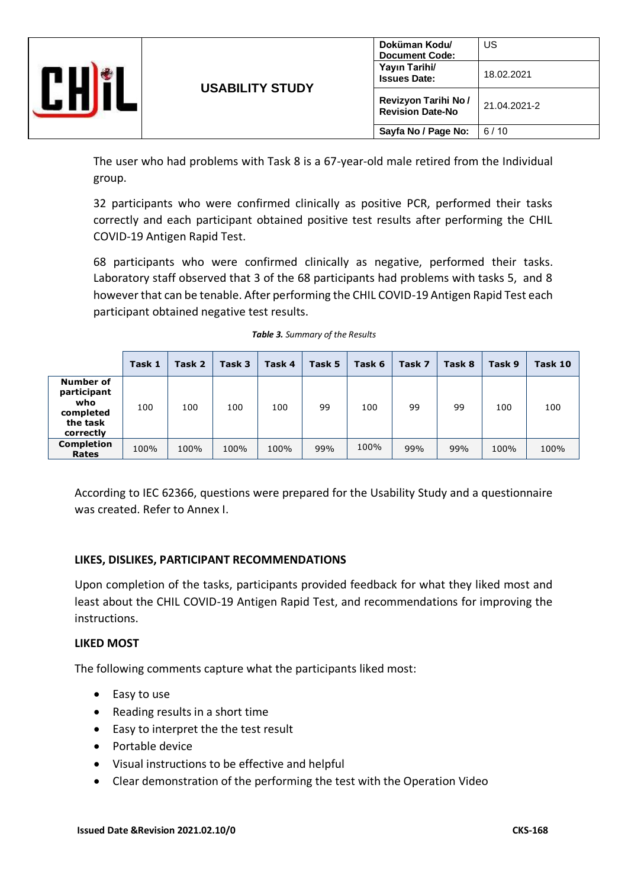The user who had problems with Task 8 is a 67-year-old male retired from the Individual group.

32 participants who were confirmed clinically as positive PCR, performed their tasks correctly and each participant obtained positive test results after performing the CHIL COVID-19 Antigen Rapid Test.

68 participants who were confirmed clinically as negative, performed their tasks. Laboratory staff observed that 3 of the 68 participants had problems with tasks 5, and 8 however that can be tenable. After performing the CHIL COVID-19 Antigen Rapid Test each participant obtained negative test results.

***Table 3.*** *Summary of the Results*

| | Task 1 | Task 2 | Task 3 | Task 4 | Task 5 | Task 6 | Task 7 | Task 8 | Task 9 | Task 10 |
|---|---|---|---|---|---|---|---|---|---|---|
| **Number of participant who completed the task correctly** | 100 | 100 | 100 | 100 | 99 | 100 | 99 | 99 | 100 | 100 |
| **Completion Rates** | 100% | 100% | 100% | 100% | 99% | 100% | 99% | 99% | 100% | 100% |

According to IEC 62366, questions were prepared for the Usability Study and a questionnaire was created. Refer to Annex I.

## LIKES, DISLIKES, PARTICIPANT RECOMMENDATIONS

Upon completion of the tasks, participants provided feedback for what they liked most and least about the CHIL COVID-19 Antigen Rapid Test, and recommendations for improving the instructions.

### LIKED MOST

The following comments capture what the participants liked most:

- Easy to use
- Reading results in a short time
- Easy to interpret the the test result
- Portable device
- Visual instructions to be effective and helpful
- Clear demonstration of the performing the test with the Operation Video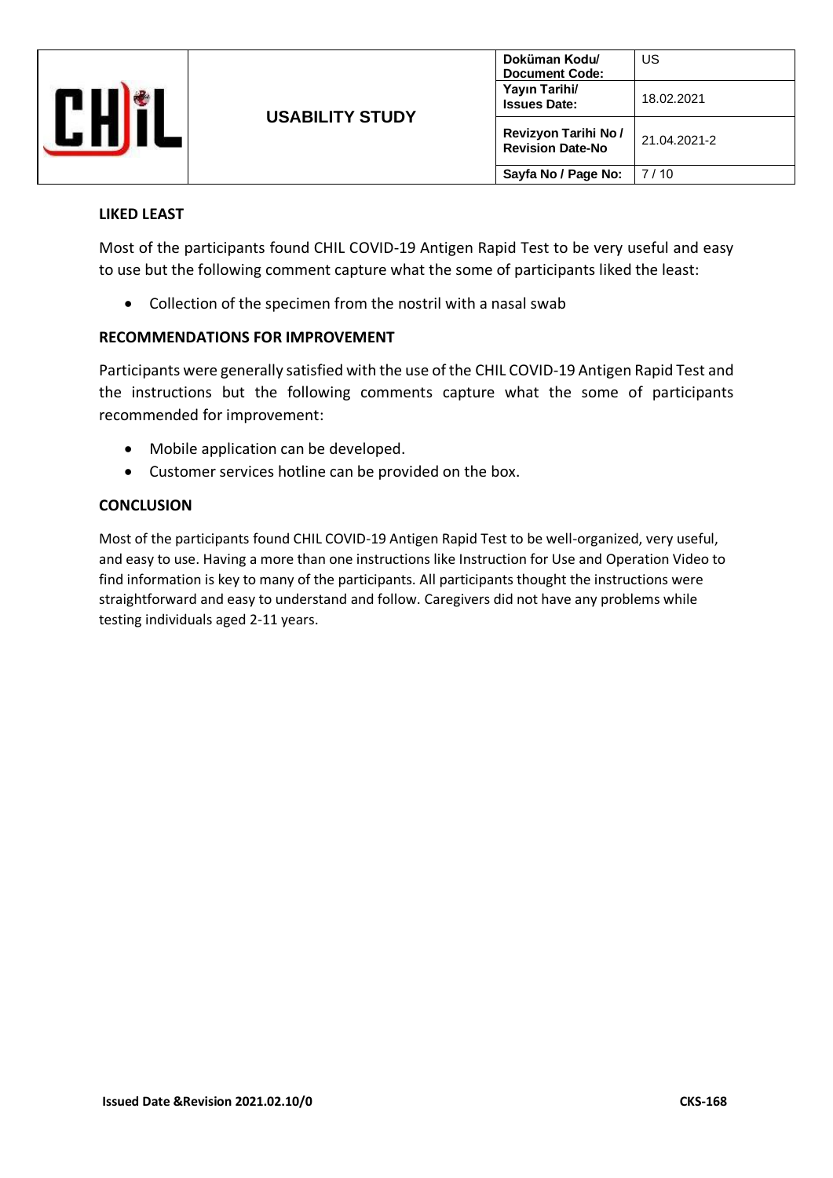## LIKED LEAST

Most of the participants found CHIL COVID-19 Antigen Rapid Test to be very useful and easy to use but the following comment capture what the some of participants liked the least:

- Collection of the specimen from the nostril with a nasal swab

## RECOMMENDATIONS FOR IMPROVEMENT

Participants were generally satisfied with the use of the CHIL COVID-19 Antigen Rapid Test and the instructions but the following comments capture what the some of participants recommended for improvement:

- Mobile application can be developed.
- Customer services hotline can be provided on the box.

## CONCLUSION

Most of the participants found CHIL COVID-19 Antigen Rapid Test to be well-organized, very useful, and easy to use. Having a more than one instructions like Instruction for Use and Operation Video to find information is key to many of the participants. All participants thought the instructions were straightforward and easy to understand and follow. Caregivers did not have any problems while testing individuals aged 2-11 years.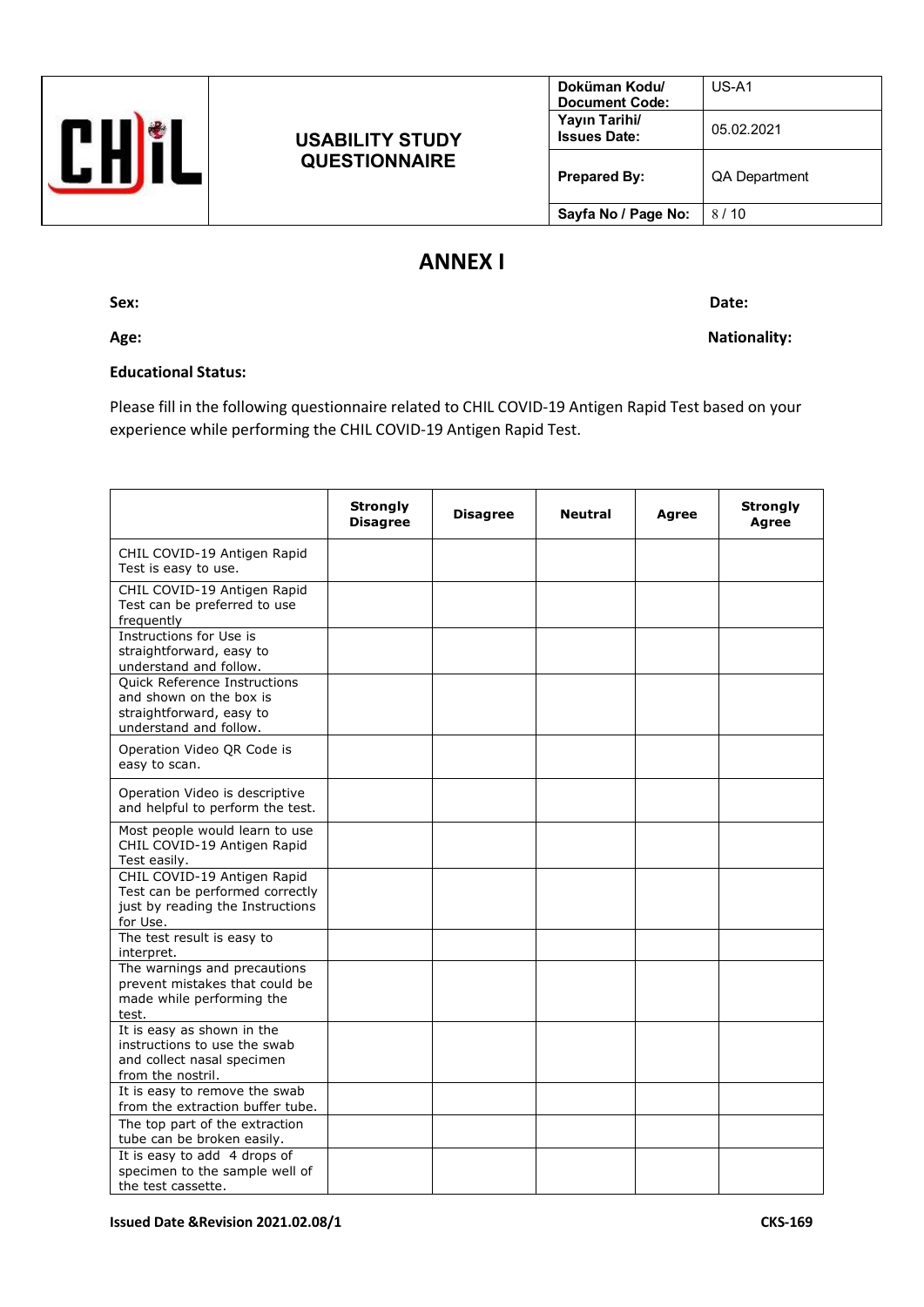## ANNEX I

**Sex:** **Date:**

**Age:** **Nationality:**

**Educational Status:**

Please fill in the following questionnaire related to CHIL COVID-19 Antigen Rapid Test based on your experience while performing the CHIL COVID-19 Antigen Rapid Test.

| | Strongly Disagree | Disagree | Neutral | Agree | Strongly Agree |
|---|---|---|---|---|---|
| CHIL COVID-19 Antigen Rapid Test is easy to use. | | | | | |
| CHIL COVID-19 Antigen Rapid Test can be preferred to use frequently | | | | | |
| Instructions for Use is straightforward, easy to understand and follow. | | | | | |
| Quick Reference Instructions and shown on the box is straightforward, easy to understand and follow. | | | | | |
| Operation Video QR Code is easy to scan. | | | | | |
| Operation Video is descriptive and helpful to perform the test. | | | | | |
| Most people would learn to use CHIL COVID-19 Antigen Rapid Test easily. | | | | | |
| CHIL COVID-19 Antigen Rapid Test can be performed correctly just by reading the Instructions for Use. | | | | | |
| The test result is easy to interpret. | | | | | |
| The warnings and precautions prevent mistakes that could be made while performing the test. | | | | | |
| It is easy as shown in the instructions to use the swab and collect nasal specimen from the nostril. | | | | | |
| It is easy to remove the swab from the extraction buffer tube. | | | | | |
| The top part of the extraction tube can be broken easily. | | | | | |
| It is easy to add 4 drops of specimen to the sample well of the test cassette. | | | | | |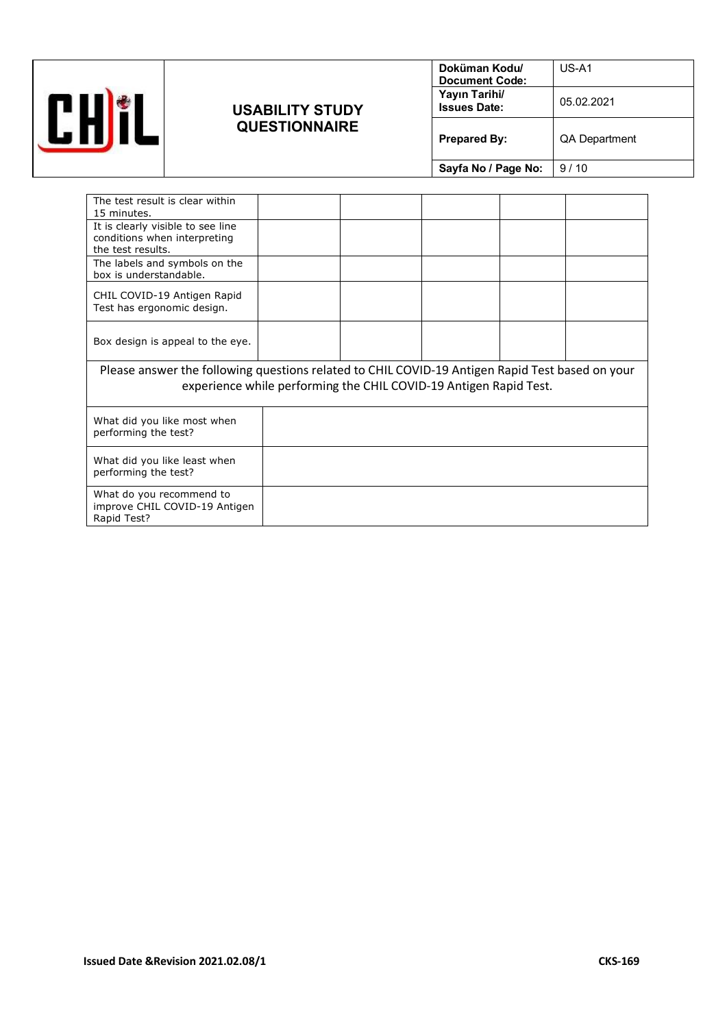| | | | | | |
|---|---|---|---|---|---|
| The test result is clear within 15 minutes. | | | | | |
| It is clearly visible to see line conditions when interpreting the test results. | | | | | |
| The labels and symbols on the box is understandable. | | | | | |
| CHIL COVID-19 Antigen Rapid Test has ergonomic design. | | | | | |
| Box design is appeal to the eye. | | | | | |

Please answer the following questions related to CHIL COVID-19 Antigen Rapid Test based on your experience while performing the CHIL COVID-19 Antigen Rapid Test.

| | |
|---|---|
| What did you like most when performing the test? | |
| What did you like least when performing the test? | |
| What do you recommend to improve CHIL COVID-19 Antigen Rapid Test? | |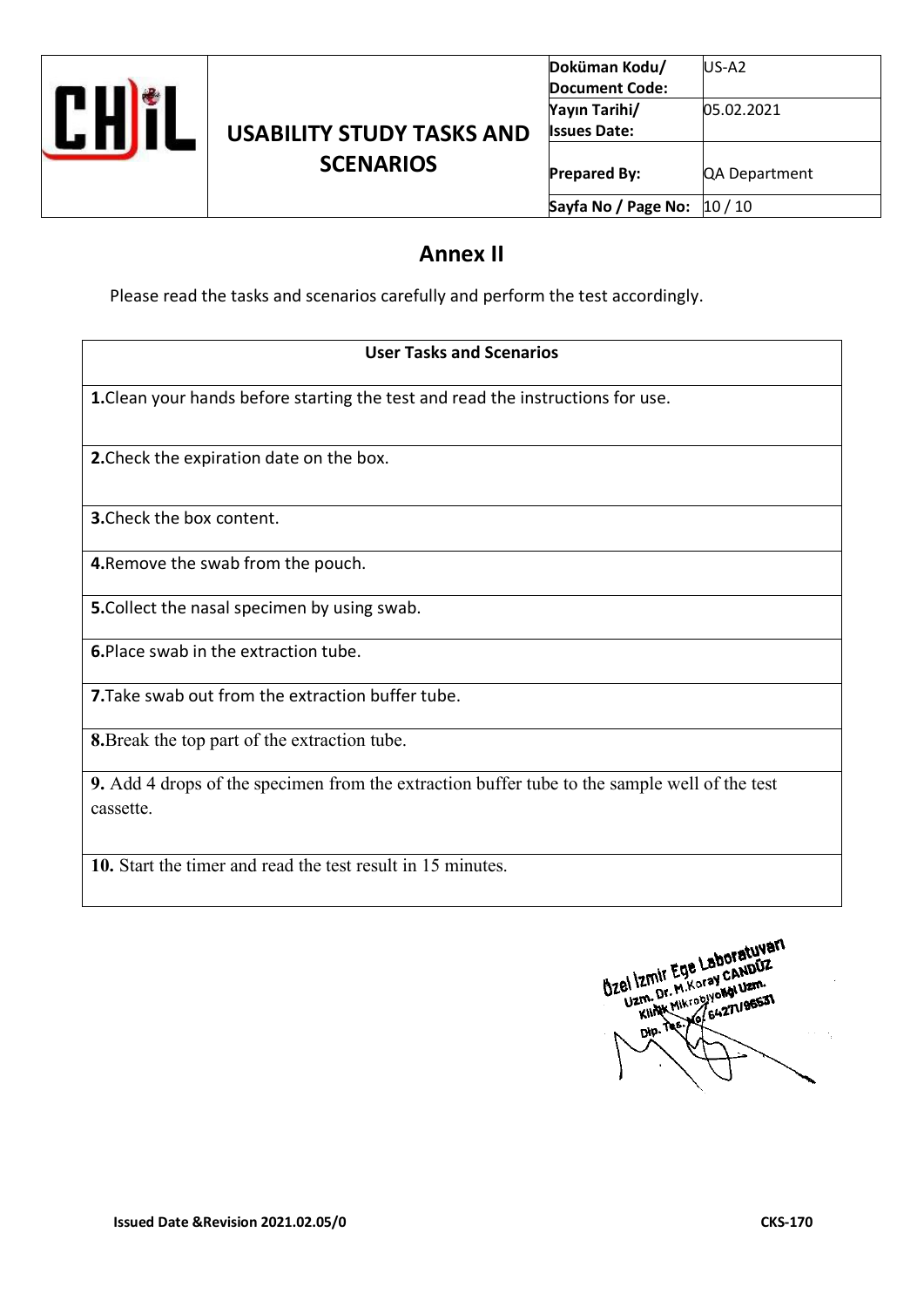| | | Doküman Kodu/ Document Code: | US-A2 |
|---|---|---|---|
| CHiL | **USABILITY STUDY TASKS AND SCENARIOS** | Yayın Tarihi/ Issues Date: | 05.02.2021 |
| | | Prepared By: | QA Department |

## Annex II

Please read the tasks and scenarios carefully and perform the test accordingly.

| **User Tasks and Scenarios** |
|---|
| **1.**Clean your hands before starting the test and read the instructions for use. |
| **2.**Check the expiration date on the box. |
| **3.**Check the box content. |
| **4.**Remove the swab from the pouch. |
| **5.**Collect the nasal specimen by using swab. |
| **6.**Place swab in the extraction tube. |
| **7.**Take swab out from the extraction buffer tube. |
| **8.**Break the top part of the extraction tube. |
| **9.** Add 4 drops of the specimen from the extraction buffer tube to the sample well of the test cassette. |
| **10.** Start the timer and read the test result in 15 minutes. |

Özel İzmir Ege Laboratuvarı
Uzm. Dr. M.Koray CANDÜZ
Klinik Mikrobiyoloji Uzm.
Dip. Tes. No: 64271/96531

**Issued Date &Revision 2021.02.05/0** **CKS-170**